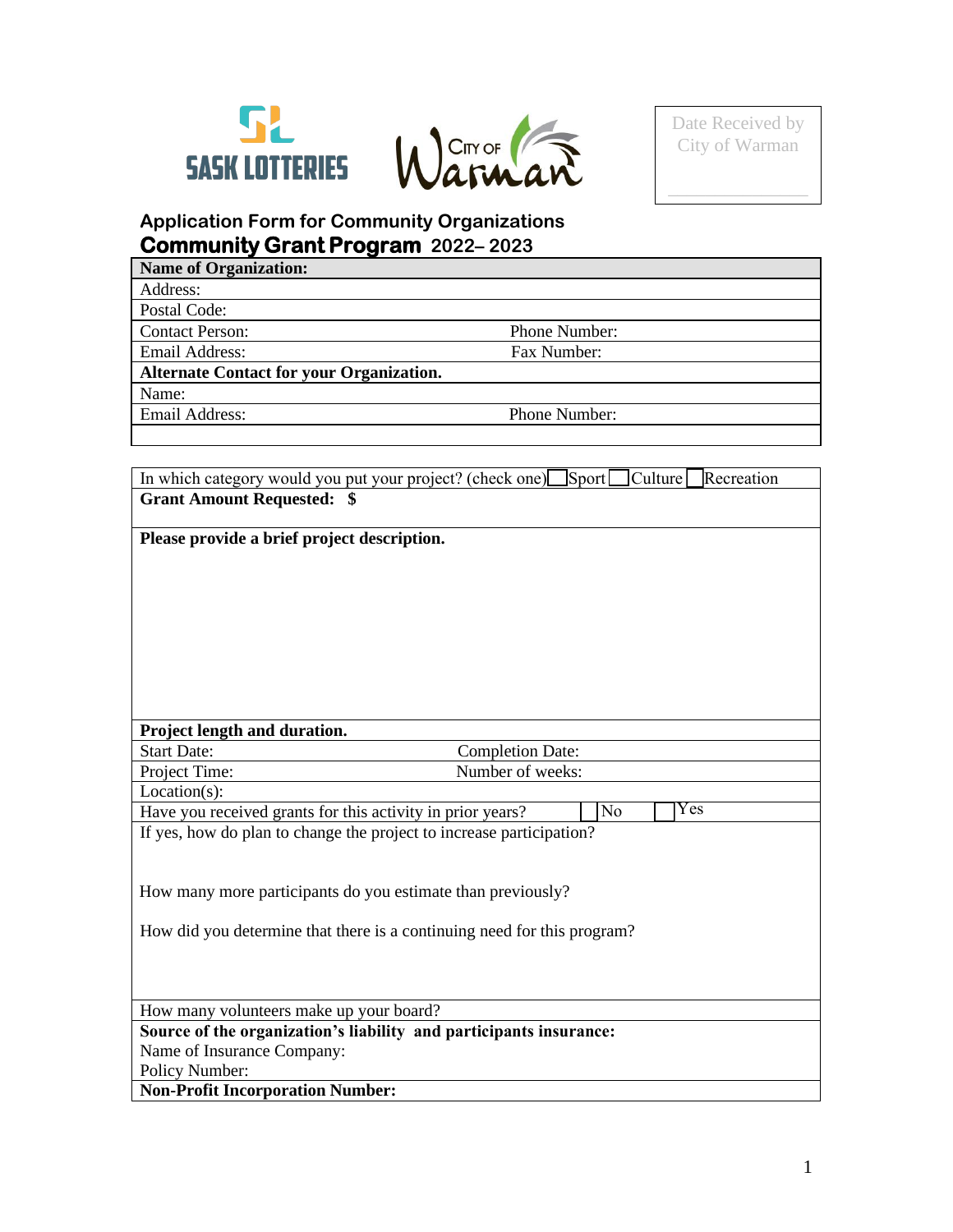SASK LOTTERIES

City of Warman

| Date Received by City of Warman |
| --- |
| |

## Application Form for Community Organizations

## Community Grant Program 2022– 2023

| **Name of Organization:** | |
| --- | --- |
| Address: | |
| Postal Code: | |
| Contact Person: | Phone Number: |
| Email Address: | Fax Number: |
| **Alternate Contact for your Organization.** | |
| Name: | |
| Email Address: | Phone Number: |
| | |

| In which category would you put your project? (check one) ☐ Sport ☐ Culture ☐ Recreation | | |
| --- | --- | --- |
| **Grant Amount Requested: $** | | |
| **Please provide a brief project description.** | | |
| **Project length and duration.** | | |
| Start Date: | Completion Date: | |
| Project Time: | Number of weeks: | |
| Location(s): | | |
| Have you received grants for this activity in prior years? | ☐ No | ☐ Yes |
| If yes, how do plan to change the project to increase participation?<br><br>How many more participants do you estimate than previously?<br><br>How did you determine that there is a continuing need for this program? | | |
| How many volunteers make up your board? | | |
| **Source of the organization's liability and participants insurance:**<br>Name of Insurance Company:<br>Policy Number: | | |
| **Non-Profit Incorporation Number:** | | |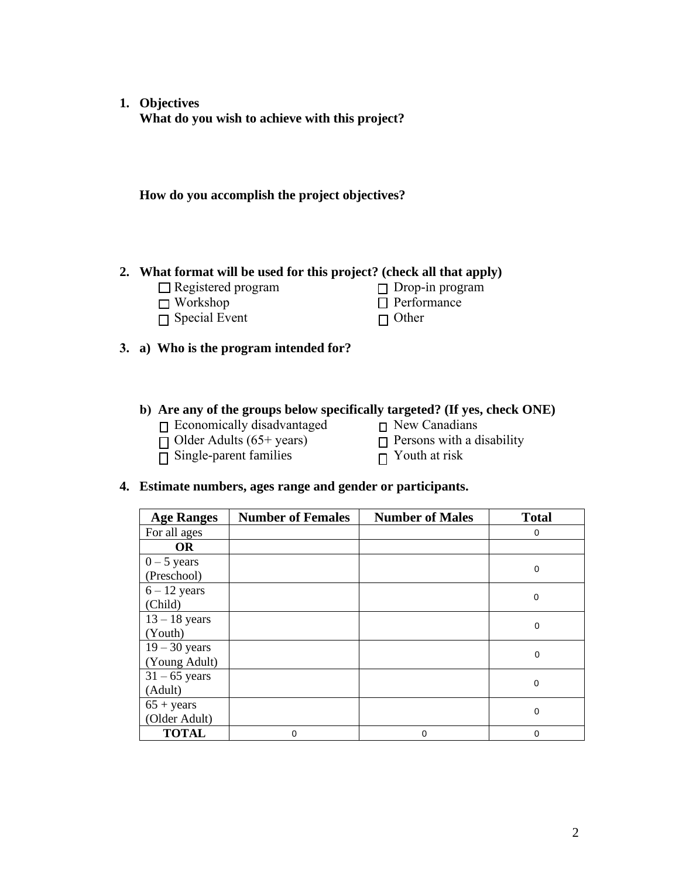1. **Objectives**
   **What do you wish to achieve with this project?**

   **How do you accomplish the project objectives?**

2. **What format will be used for this project? (check all that apply)**
   - ☐ Registered program
   - ☐ Drop-in program
   - ☐ Workshop
   - ☐ Performance
   - ☐ Special Event
   - ☐ Other

3. **a) Who is the program intended for?**

   **b) Are any of the groups below specifically targeted? (If yes, check ONE)**
   - ☐ Economically disadvantaged
   - ☐ New Canadians
   - ☐ Older Adults (65+ years)
   - ☐ Persons with a disability
   - ☐ Single-parent families
   - ☐ Youth at risk

4. **Estimate numbers, ages range and gender or participants.**

| Age Ranges | Number of Females | Number of Males | Total |
|---|---|---|---|
| For all ages | | | 0 |
| **OR** | | | |
| 0 – 5 years (Preschool) | | | 0 |
| 6 – 12 years (Child) | | | 0 |
| 13 – 18 years (Youth) | | | 0 |
| 19 – 30 years (Young Adult) | | | 0 |
| 31 – 65 years (Adult) | | | 0 |
| 65 + years (Older Adult) | | | 0 |
| **TOTAL** | 0 | 0 | 0 |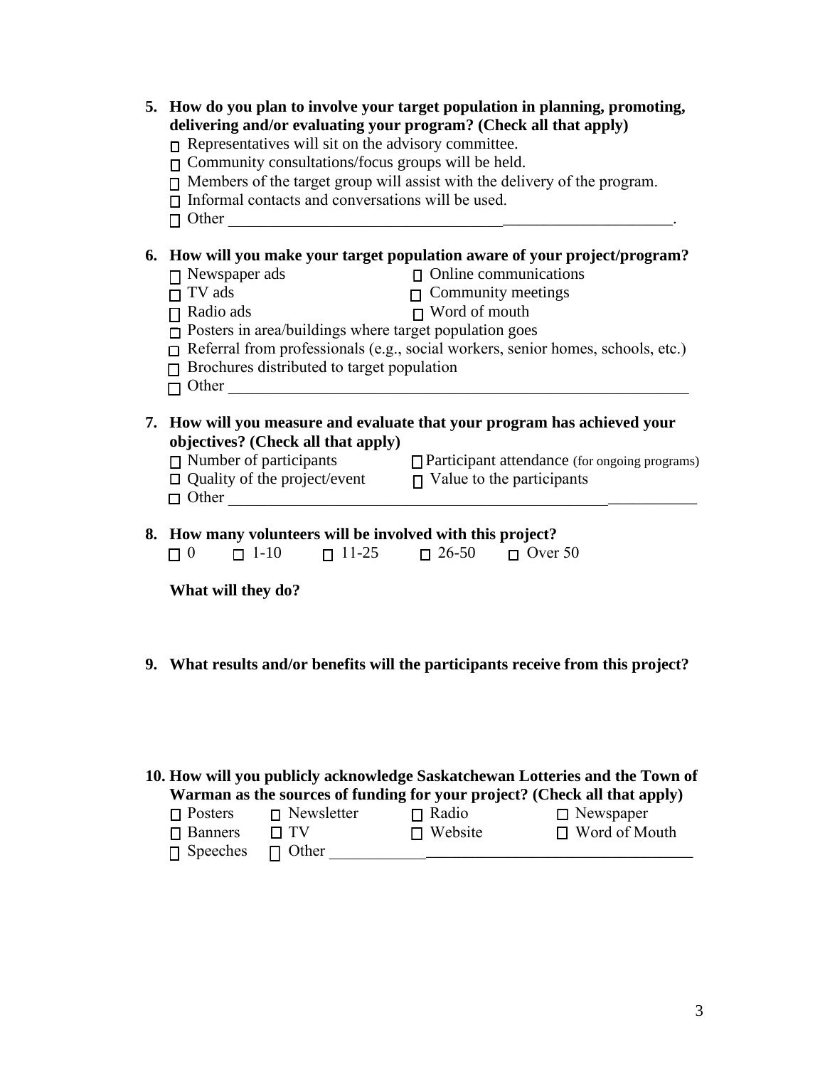5. **How do you plan to involve your target population in planning, promoting, delivering and/or evaluating your program? (Check all that apply)**
   - ☐ Representatives will sit on the advisory committee.
   - ☐ Community consultations/focus groups will be held.
   - ☐ Members of the target group will assist with the delivery of the program.
   - ☐ Informal contacts and conversations will be used.
   - ☐ Other ______________________________________________________.

6. **How will you make your target population aware of your project/program?**
   - ☐ Newspaper ads
   - ☐ Online communications
   - ☐ TV ads
   - ☐ Community meetings
   - ☐ Radio ads
   - ☐ Word of mouth
   - ☐ Posters in area/buildings where target population goes
   - ☐ Referral from professionals (e.g., social workers, senior homes, schools, etc.)
   - ☐ Brochures distributed to target population
   - ☐ Other ____________________________________________________________

7. **How will you measure and evaluate that your program has achieved your objectives? (Check all that apply)**
   - ☐ Number of participants
   - ☐ Participant attendance (for ongoing programs)
   - ☐ Quality of the project/event
   - ☐ Value to the participants
   - ☐ Other ____________________________________________________________

8. **How many volunteers will be involved with this project?**

   ☐ 0 ☐ 1-10 ☐ 11-25 ☐ 26-50 ☐ Over 50

   **What will they do?**

9. **What results and/or benefits will the participants receive from this project?**

10. **How will you publicly acknowledge Saskatchewan Lotteries and the Town of Warman as the sources of funding for your project? (Check all that apply)**
    - ☐ Posters
    - ☐ Newsletter
    - ☐ Radio
    - ☐ Newspaper
    - ☐ Banners
    - ☐ TV
    - ☐ Website
    - ☐ Word of Mouth
    - ☐ Speeches
    - ☐ Other ______________________________________________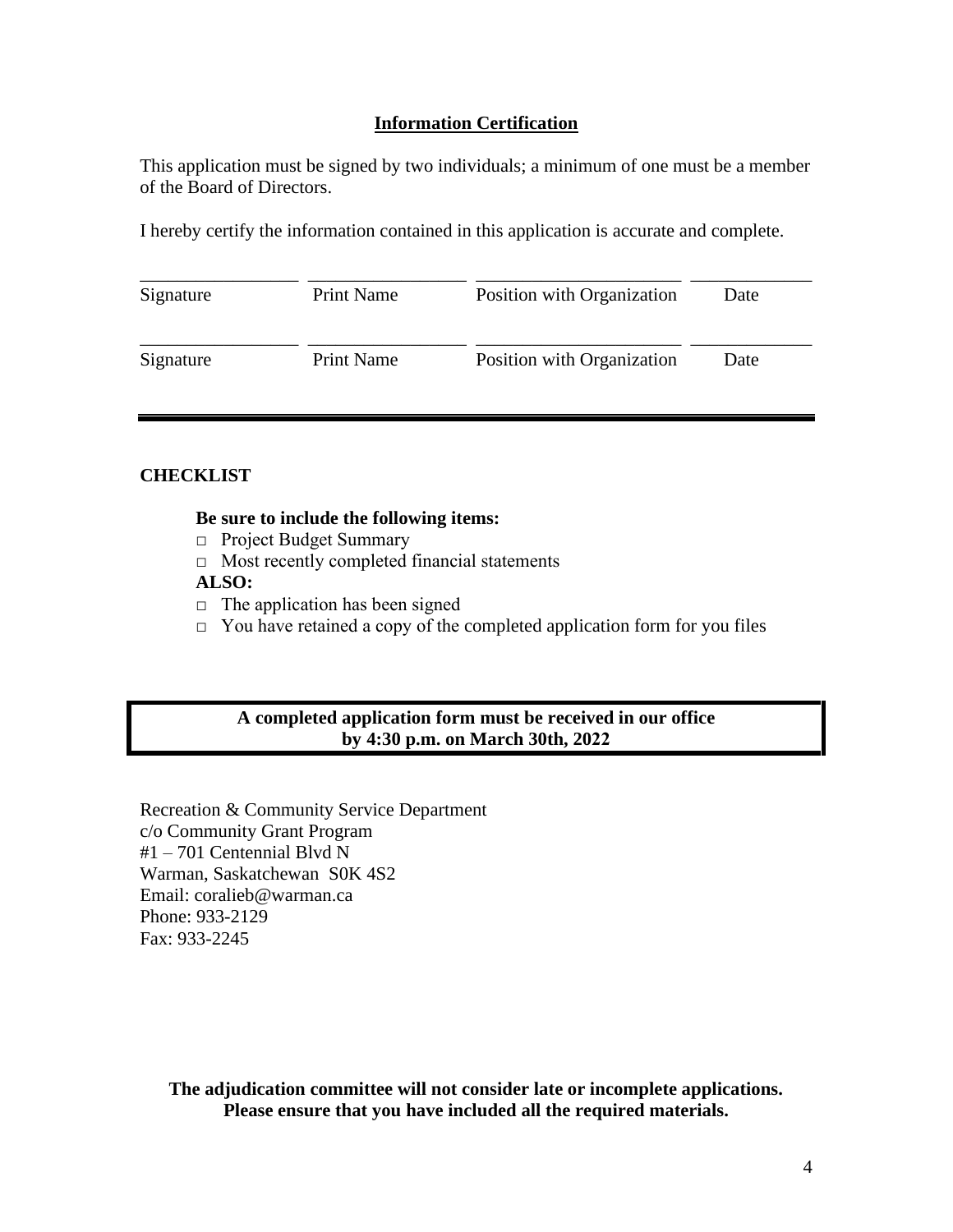## Information Certification

This application must be signed by two individuals; a minimum of one must be a member of the Board of Directors.

I hereby certify the information contained in this application is accurate and complete.

| Signature | Print Name | Position with Organization | Date |
|---|---|---|---|
| | | | |

| Signature | Print Name | Position with Organization | Date |
|---|---|---|---|
| | | | |

---

**CHECKLIST**

**Be sure to include the following items:**

- □ Project Budget Summary
- □ Most recently completed financial statements

**ALSO:**

- □ The application has been signed
- □ You have retained a copy of the completed application form for you files

**A completed application form must be received in our office by 4:30 p.m. on March 30th, 2022**

Recreation & Community Service Department
c/o Community Grant Program
#1 – 701 Centennial Blvd N
Warman, Saskatchewan S0K 4S2
Email: coralieb@warman.ca
Phone: 933-2129
Fax: 933-2245

**The adjudication committee will not consider late or incomplete applications. Please ensure that you have included all the required materials.**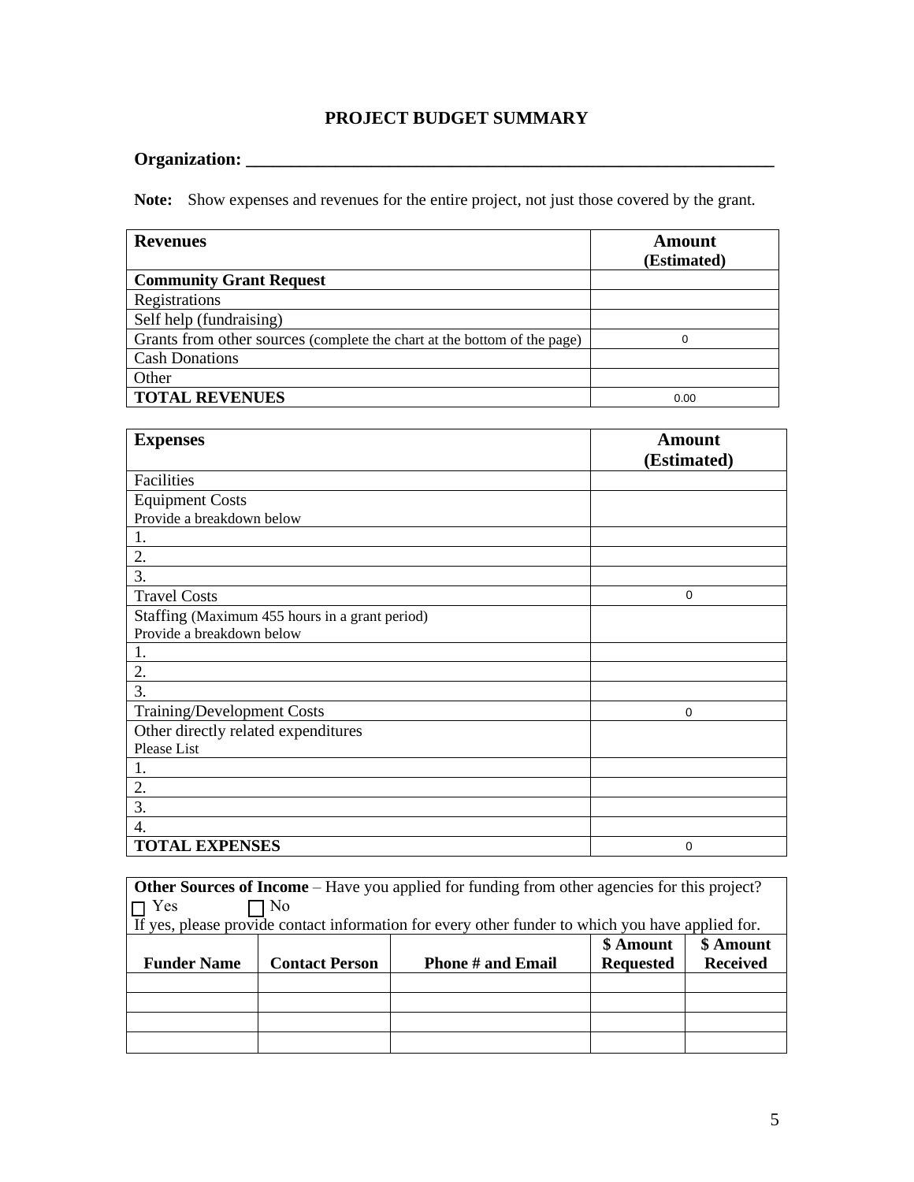## PROJECT BUDGET SUMMARY

**Organization: \_\_\_\_\_\_\_\_\_\_\_\_\_\_\_\_\_\_\_\_\_\_\_\_\_\_\_\_\_\_\_\_\_\_\_\_\_\_\_\_\_\_\_\_\_\_\_\_\_\_\_\_\_\_\_\_\_\_\_\_\_\_**

**Note:** Show expenses and revenues for the entire project, not just those covered by the grant.

| **Revenues** | **Amount (Estimated)** |
|---|---|
| **Community Grant Request** | |
| Registrations | |
| Self help (fundraising) | |
| Grants from other sources (complete the chart at the bottom of the page) | 0 |
| Cash Donations | |
| Other | |
| **TOTAL REVENUES** | 0.00 |

| **Expenses** | **Amount (Estimated)** |
|---|---|
| Facilities | |
| Equipment Costs<br>Provide a breakdown below | |
| 1. | |
| 2. | |
| 3. | |
| Travel Costs | 0 |
| Staffing (Maximum 455 hours in a grant period)<br>Provide a breakdown below | |
| 1. | |
| 2. | |
| 3. | |
| Training/Development Costs | 0 |
| Other directly related expenditures<br>Please List | |
| 1. | |
| 2. | |
| 3. | |
| 4. | |
| **TOTAL EXPENSES** | 0 |

**Other Sources of Income** – Have you applied for funding from other agencies for this project?

☐ Yes ☐ No

If yes, please provide contact information for every other funder to which you have applied for.

| **Funder Name** | **Contact Person** | **Phone # and Email** | **$ Amount Requested** | **$ Amount Received** |
|---|---|---|---|---|
| | | | | |
| | | | | |
| | | | | |
| | | | | |